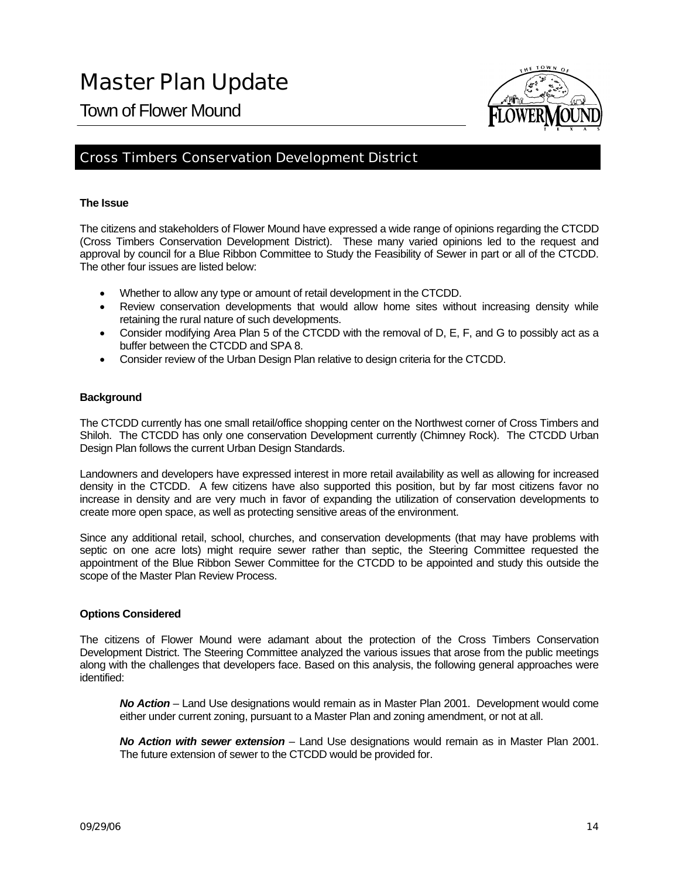# Master Plan Update

## Town of Flower Mound

## Cross Timbers Conservation Development District

**The Issue**

The citizens and stakeholders of Flower Mound have expressed a wide range of opinions regarding the CTCDD (Cross Timbers Conservation Development District). These many varied opinions led to the request and approval by council for a Blue Ribbon Committee to Study the Feasibility of Sewer in part or all of the CTCDD. The other four issues are listed below:

- Whether to allow any type or amount of retail development in the CTCDD.
- Review conservation developments that would allow home sites without increasing density while retaining the rural nature of such developments.
- Consider modifying Area Plan 5 of the CTCDD with the removal of D, E, F, and G to possibly act as a buffer between the CTCDD and SPA 8.
- Consider review of the Urban Design Plan relative to design criteria for the CTCDD.

**Background**

The CTCDD currently has one small retail/office shopping center on the Northwest corner of Cross Timbers and Shiloh. The CTCDD has only one conservation Development currently (Chimney Rock). The CTCDD Urban Design Plan follows the current Urban Design Standards.

Landowners and developers have expressed interest in more retail availability as well as allowing for increased density in the CTCDD. A few citizens have also supported this position, but by far most citizens favor no increase in density and are very much in favor of expanding the utilization of conservation developments to create more open space, as well as protecting sensitive areas of the environment.

Since any additional retail, school, churches, and conservation developments (that may have problems with septic on one acre lots) might require sewer rather than septic, the Steering Committee requested the appointment of the Blue Ribbon Sewer Committee for the CTCDD to be appointed and study this outside the scope of the Master Plan Review Process.

**Options Considered**

The citizens of Flower Mound were adamant about the protection of the Cross Timbers Conservation Development District. The Steering Committee analyzed the various issues that arose from the public meetings along with the challenges that developers face. Based on this analysis, the following general approaches were identified:

***No Action*** – Land Use designations would remain as in Master Plan 2001. Development would come either under current zoning, pursuant to a Master Plan and zoning amendment, or not at all.

***No Action with sewer extension*** – Land Use designations would remain as in Master Plan 2001. The future extension of sewer to the CTCDD would be provided for.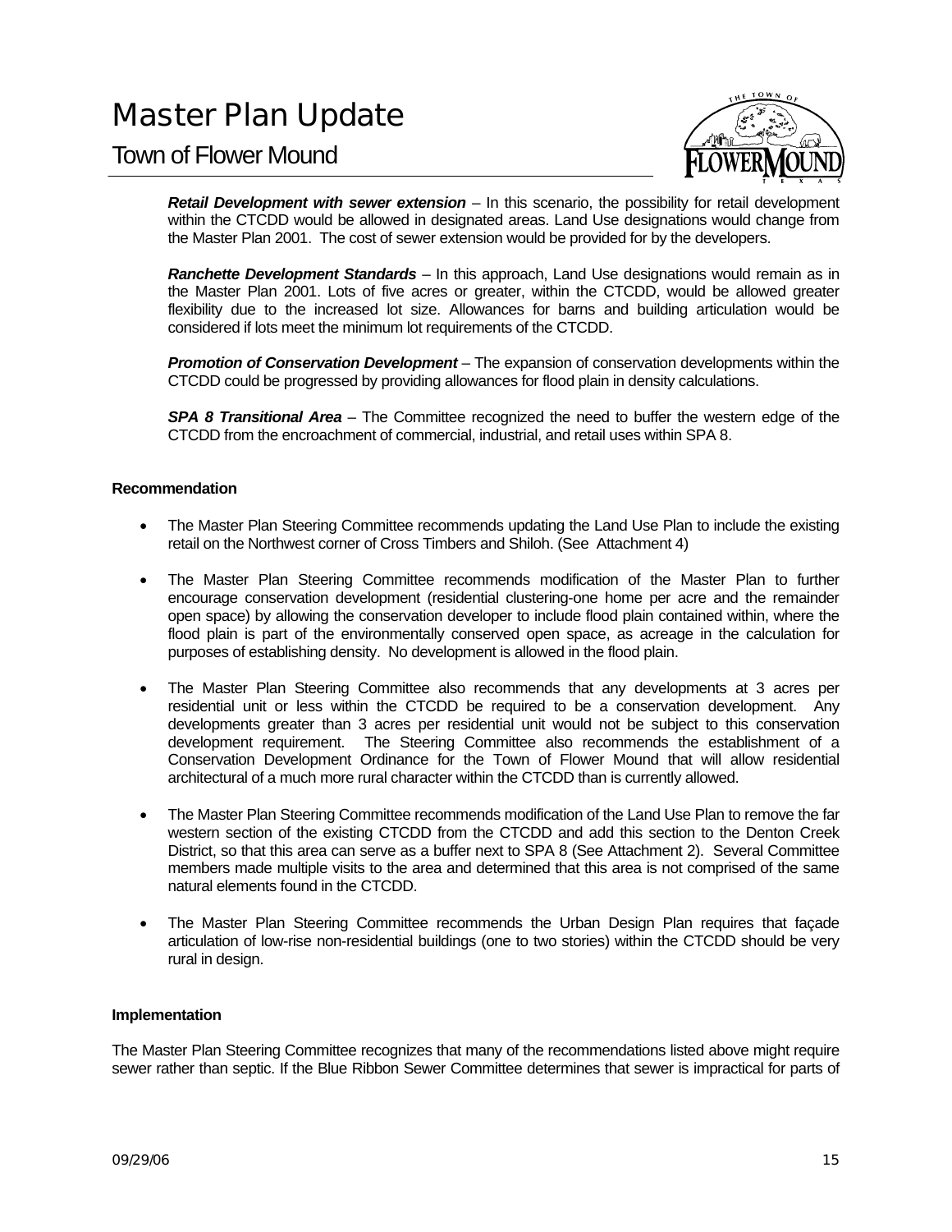***Retail Development with sewer extension*** – In this scenario, the possibility for retail development within the CTCDD would be allowed in designated areas. Land Use designations would change from the Master Plan 2001. The cost of sewer extension would be provided for by the developers.

***Ranchette Development Standards*** – In this approach, Land Use designations would remain as in the Master Plan 2001. Lots of five acres or greater, within the CTCDD, would be allowed greater flexibility due to the increased lot size. Allowances for barns and building articulation would be considered if lots meet the minimum lot requirements of the CTCDD.

***Promotion of Conservation Development*** – The expansion of conservation developments within the CTCDD could be progressed by providing allowances for flood plain in density calculations.

***SPA 8 Transitional Area*** – The Committee recognized the need to buffer the western edge of the CTCDD from the encroachment of commercial, industrial, and retail uses within SPA 8.

**Recommendation**

- The Master Plan Steering Committee recommends updating the Land Use Plan to include the existing retail on the Northwest corner of Cross Timbers and Shiloh. (See Attachment 4)
- The Master Plan Steering Committee recommends modification of the Master Plan to further encourage conservation development (residential clustering-one home per acre and the remainder open space) by allowing the conservation developer to include flood plain contained within, where the flood plain is part of the environmentally conserved open space, as acreage in the calculation for purposes of establishing density. No development is allowed in the flood plain.
- The Master Plan Steering Committee also recommends that any developments at 3 acres per residential unit or less within the CTCDD be required to be a conservation development. Any developments greater than 3 acres per residential unit would not be subject to this conservation development requirement. The Steering Committee also recommends the establishment of a Conservation Development Ordinance for the Town of Flower Mound that will allow residential architectural of a much more rural character within the CTCDD than is currently allowed.
- The Master Plan Steering Committee recommends modification of the Land Use Plan to remove the far western section of the existing CTCDD from the CTCDD and add this section to the Denton Creek District, so that this area can serve as a buffer next to SPA 8 (See Attachment 2). Several Committee members made multiple visits to the area and determined that this area is not comprised of the same natural elements found in the CTCDD.
- The Master Plan Steering Committee recommends the Urban Design Plan requires that façade articulation of low-rise non-residential buildings (one to two stories) within the CTCDD should be very rural in design.

**Implementation**

The Master Plan Steering Committee recognizes that many of the recommendations listed above might require sewer rather than septic. If the Blue Ribbon Sewer Committee determines that sewer is impractical for parts of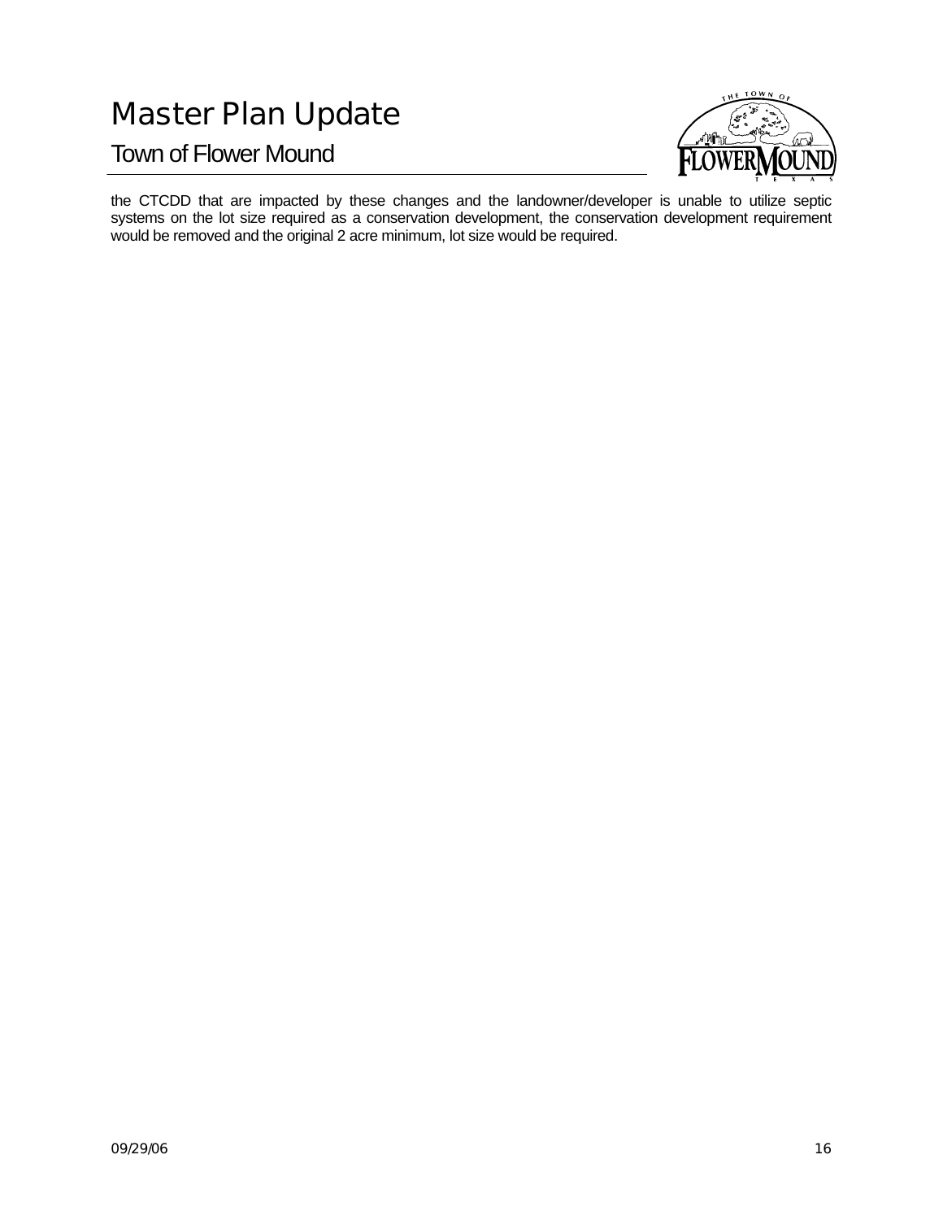the CTCDD that are impacted by these changes and the landowner/developer is unable to utilize septic systems on the lot size required as a conservation development, the conservation development requirement would be removed and the original 2 acre minimum, lot size would be required.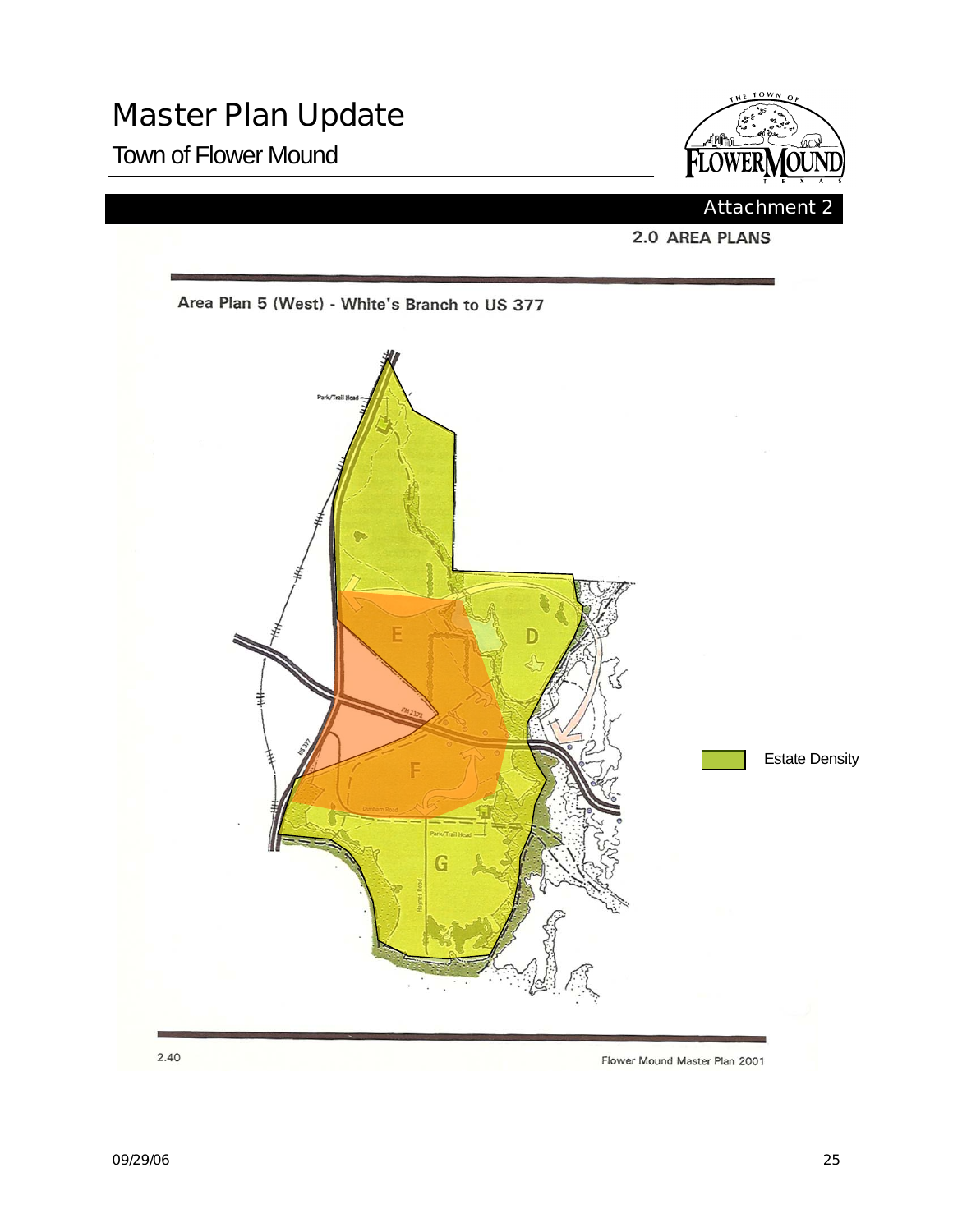# Master Plan Update

## Town of Flower Mound

Attachment 2

**2.0 AREA PLANS**

**Area Plan 5 (West) - White's Branch to US 377**

Park/Trail Head

E

D

FM 2181

US 377

F

Dunham Road

Park/Trail Head

G

Haynes Road

Estate Density

2.40

Flower Mound Master Plan 2001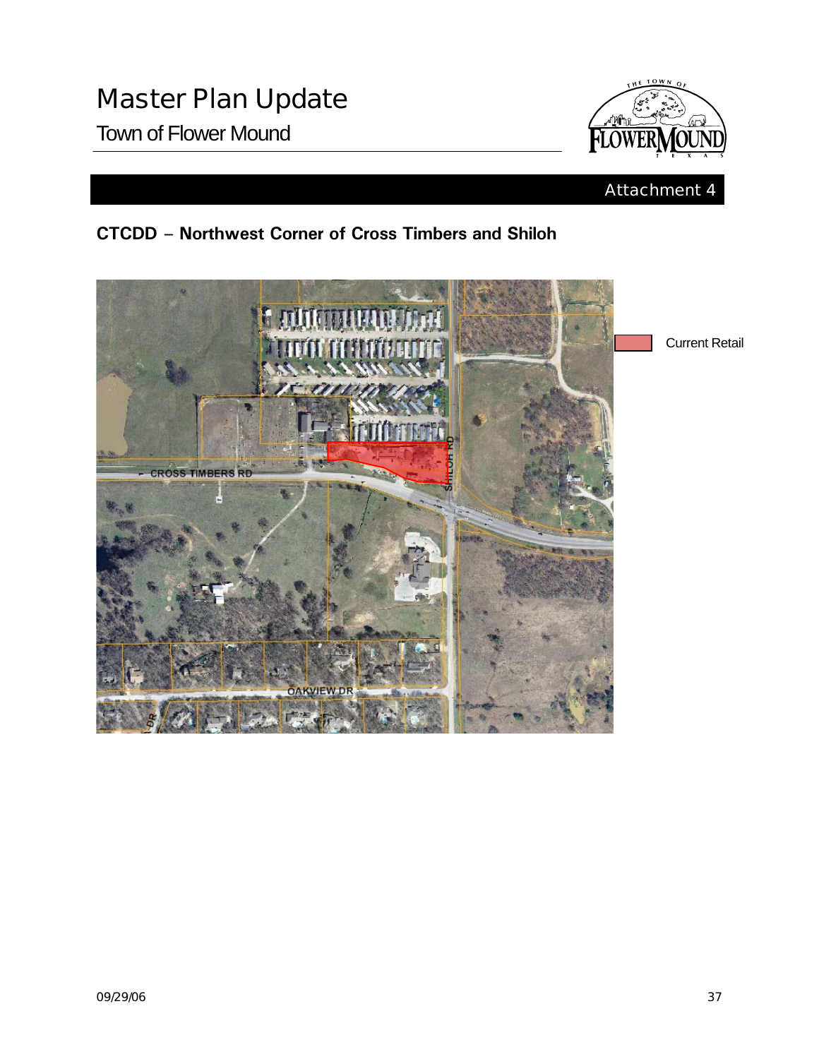# Master Plan Update

Town of Flower Mound

Attachment 4

## CTCDD – Northwest Corner of Cross Timbers and Shiloh

CROSS TIMBERS RD

SHILOH RD

OAKVIEW DR

Current Retail